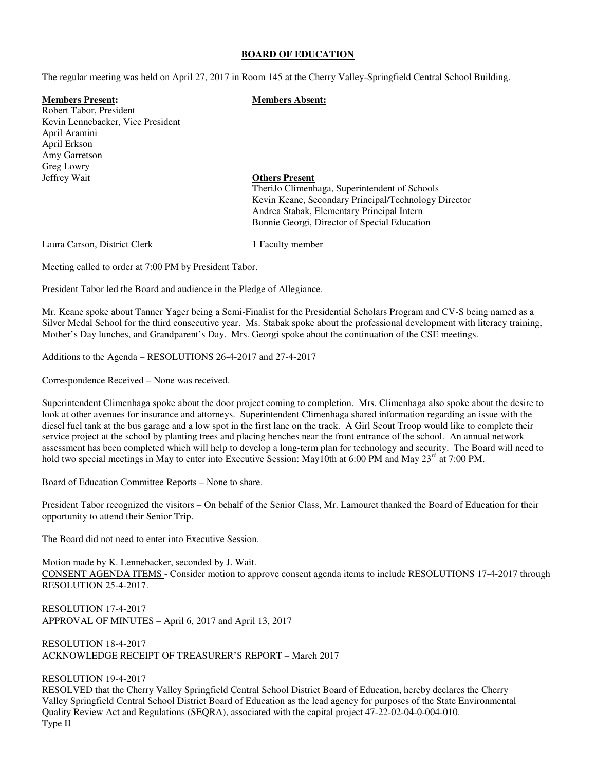**BOARD OF EDUCATION**

The regular meeting was held on April 27, 2017 in Room 145 at the Cherry Valley-Springfield Central School Building.

**Members Present:**
Robert Tabor, President
Kevin Lennebacker, Vice President
April Aramini
April Erkson
Amy Garretson
Greg Lowry
Jeffrey Wait

**Members Absent:**

**Others Present**
TheriJo Climenhaga, Superintendent of Schools
Kevin Keane, Secondary Principal/Technology Director
Andrea Stabak, Elementary Principal Intern
Bonnie Georgi, Director of Special Education

Laura Carson, District Clerk

1 Faculty member

Meeting called to order at 7:00 PM by President Tabor.

President Tabor led the Board and audience in the Pledge of Allegiance.

Mr. Keane spoke about Tanner Yager being a Semi-Finalist for the Presidential Scholars Program and CV-S being named as a Silver Medal School for the third consecutive year. Ms. Stabak spoke about the professional development with literacy training, Mother's Day lunches, and Grandparent's Day. Mrs. Georgi spoke about the continuation of the CSE meetings.

Additions to the Agenda – RESOLUTIONS 26-4-2017 and 27-4-2017

Correspondence Received – None was received.

Superintendent Climenhaga spoke about the door project coming to completion. Mrs. Climenhaga also spoke about the desire to look at other avenues for insurance and attorneys. Superintendent Climenhaga shared information regarding an issue with the diesel fuel tank at the bus garage and a low spot in the first lane on the track. A Girl Scout Troop would like to complete their service project at the school by planting trees and placing benches near the front entrance of the school. An annual network assessment has been completed which will help to develop a long-term plan for technology and security. The Board will need to hold two special meetings in May to enter into Executive Session: May10th at 6:00 PM and May 23rd at 7:00 PM.

Board of Education Committee Reports – None to share.

President Tabor recognized the visitors – On behalf of the Senior Class, Mr. Lamouret thanked the Board of Education for their opportunity to attend their Senior Trip.

The Board did not need to enter into Executive Session.

Motion made by K. Lennebacker, seconded by J. Wait.
CONSENT AGENDA ITEMS - Consider motion to approve consent agenda items to include RESOLUTIONS 17-4-2017 through RESOLUTION 25-4-2017.

RESOLUTION 17-4-2017
APPROVAL OF MINUTES – April 6, 2017 and April 13, 2017

RESOLUTION 18-4-2017
ACKNOWLEDGE RECEIPT OF TREASURER'S REPORT – March 2017

RESOLUTION 19-4-2017
RESOLVED that the Cherry Valley Springfield Central School District Board of Education, hereby declares the Cherry Valley Springfield Central School District Board of Education as the lead agency for purposes of the State Environmental Quality Review Act and Regulations (SEQRA), associated with the capital project 47-22-02-04-0-004-010.
Type II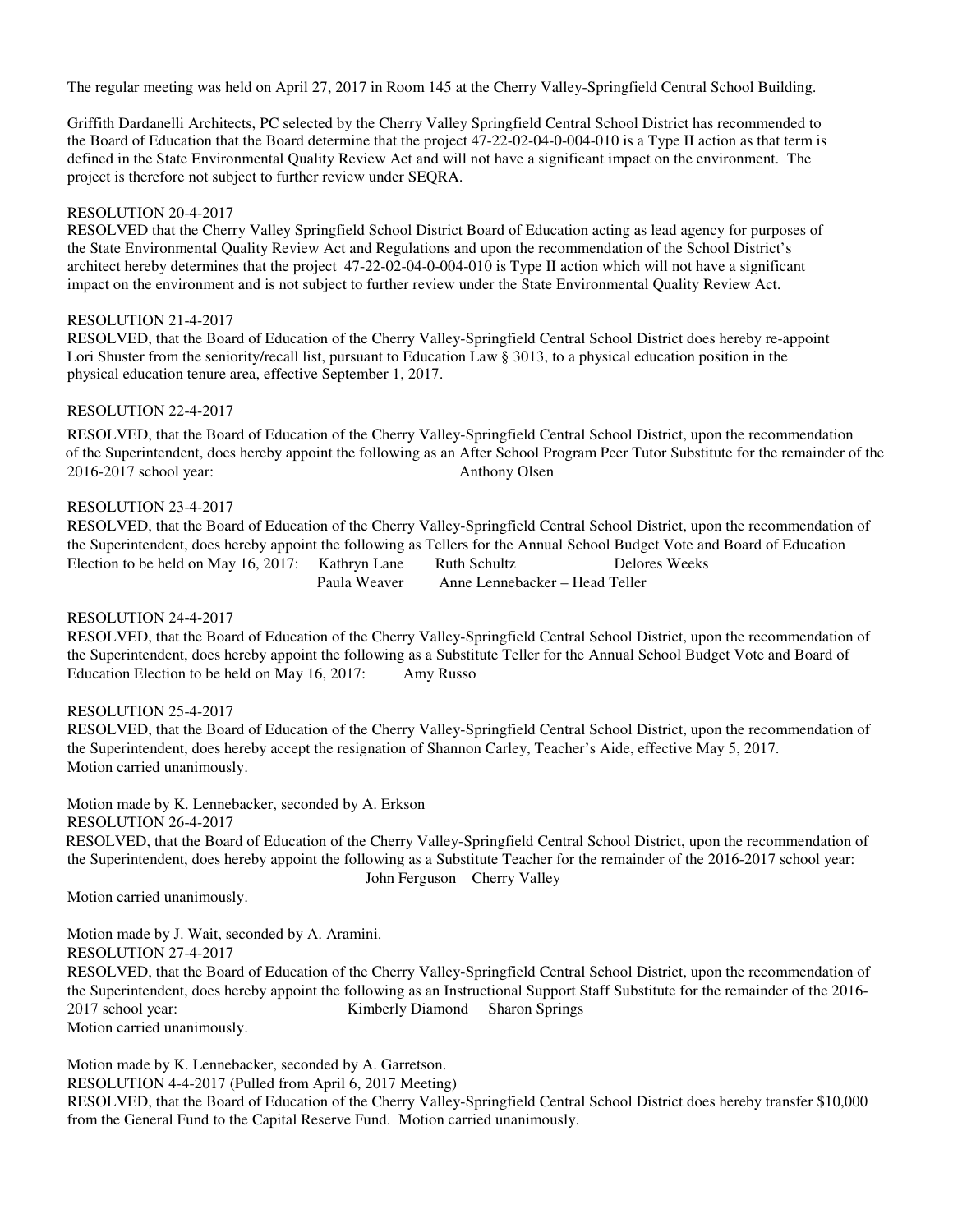The regular meeting was held on April 27, 2017 in Room 145 at the Cherry Valley-Springfield Central School Building.

Griffith Dardanelli Architects, PC selected by the Cherry Valley Springfield Central School District has recommended to the Board of Education that the Board determine that the project 47-22-02-04-0-004-010 is a Type II action as that term is defined in the State Environmental Quality Review Act and will not have a significant impact on the environment. The project is therefore not subject to further review under SEQRA.

RESOLUTION 20-4-2017
RESOLVED that the Cherry Valley Springfield School District Board of Education acting as lead agency for purposes of the State Environmental Quality Review Act and Regulations and upon the recommendation of the School District's architect hereby determines that the project 47-22-02-04-0-004-010 is Type II action which will not have a significant impact on the environment and is not subject to further review under the State Environmental Quality Review Act.

RESOLUTION 21-4-2017
RESOLVED, that the Board of Education of the Cherry Valley-Springfield Central School District does hereby re-appoint Lori Shuster from the seniority/recall list, pursuant to Education Law § 3013, to a physical education position in the physical education tenure area, effective September 1, 2017.

RESOLUTION 22-4-2017
RESOLVED, that the Board of Education of the Cherry Valley-Springfield Central School District, upon the recommendation of the Superintendent, does hereby appoint the following as an After School Program Peer Tutor Substitute for the remainder of the 2016-2017 school year: Anthony Olsen

RESOLUTION 23-4-2017
RESOLVED, that the Board of Education of the Cherry Valley-Springfield Central School District, upon the recommendation of the Superintendent, does hereby appoint the following as Tellers for the Annual School Budget Vote and Board of Education Election to be held on May 16, 2017: Kathryn Lane Ruth Schultz Delores Weeks
Paula Weaver Anne Lennebacker – Head Teller

RESOLUTION 24-4-2017
RESOLVED, that the Board of Education of the Cherry Valley-Springfield Central School District, upon the recommendation of the Superintendent, does hereby appoint the following as a Substitute Teller for the Annual School Budget Vote and Board of Education Election to be held on May 16, 2017: Amy Russo

RESOLUTION 25-4-2017
RESOLVED, that the Board of Education of the Cherry Valley-Springfield Central School District, upon the recommendation of the Superintendent, does hereby accept the resignation of Shannon Carley, Teacher's Aide, effective May 5, 2017.
Motion carried unanimously.

Motion made by K. Lennebacker, seconded by A. Erkson
RESOLUTION 26-4-2017
RESOLVED, that the Board of Education of the Cherry Valley-Springfield Central School District, upon the recommendation of the Superintendent, does hereby appoint the following as a Substitute Teacher for the remainder of the 2016-2017 school year:
John Ferguson Cherry Valley
Motion carried unanimously.

Motion made by J. Wait, seconded by A. Aramini.
RESOLUTION 27-4-2017
RESOLVED, that the Board of Education of the Cherry Valley-Springfield Central School District, upon the recommendation of the Superintendent, does hereby appoint the following as an Instructional Support Staff Substitute for the remainder of the 2016-2017 school year: Kimberly Diamond Sharon Springs
Motion carried unanimously.

Motion made by K. Lennebacker, seconded by A. Garretson.
RESOLUTION 4-4-2017 (Pulled from April 6, 2017 Meeting)
RESOLVED, that the Board of Education of the Cherry Valley-Springfield Central School District does hereby transfer $10,000 from the General Fund to the Capital Reserve Fund. Motion carried unanimously.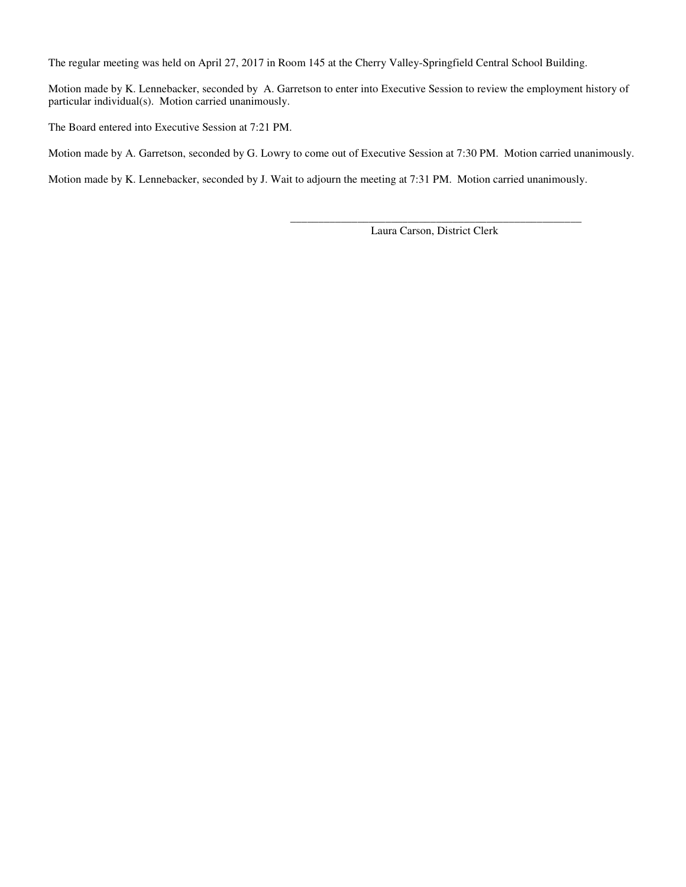The regular meeting was held on April 27, 2017 in Room 145 at the Cherry Valley-Springfield Central School Building.

Motion made by K. Lennebacker, seconded by A. Garretson to enter into Executive Session to review the employment history of particular individual(s). Motion carried unanimously.

The Board entered into Executive Session at 7:21 PM.

Motion made by A. Garretson, seconded by G. Lowry to come out of Executive Session at 7:30 PM. Motion carried unanimously.

Motion made by K. Lennebacker, seconded by J. Wait to adjourn the meeting at 7:31 PM. Motion carried unanimously.

\_\_\_\_\_\_\_\_\_\_\_\_\_\_\_\_\_\_\_\_\_\_\_\_\_\_\_\_\_\_\_\_\_\_\_\_\_\_\_\_\_\_\_\_\_\_\_\_\_\_

Laura Carson, District Clerk